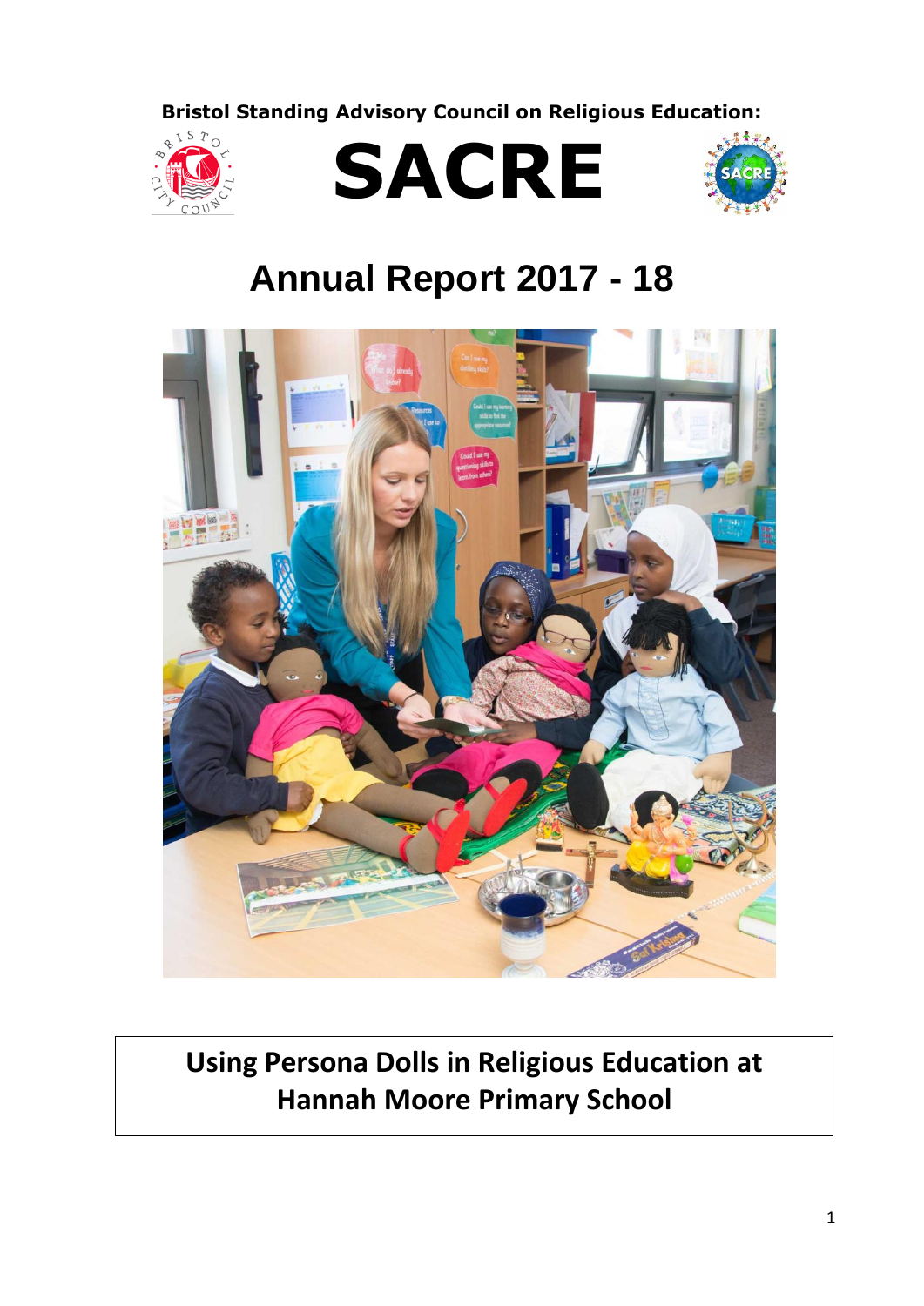**Bristol Standing Advisory Council on Religious Education:**

# SACRE

# Annual Report 2017 - 18

## Using Persona Dolls in Religious Education at Hannah Moore Primary School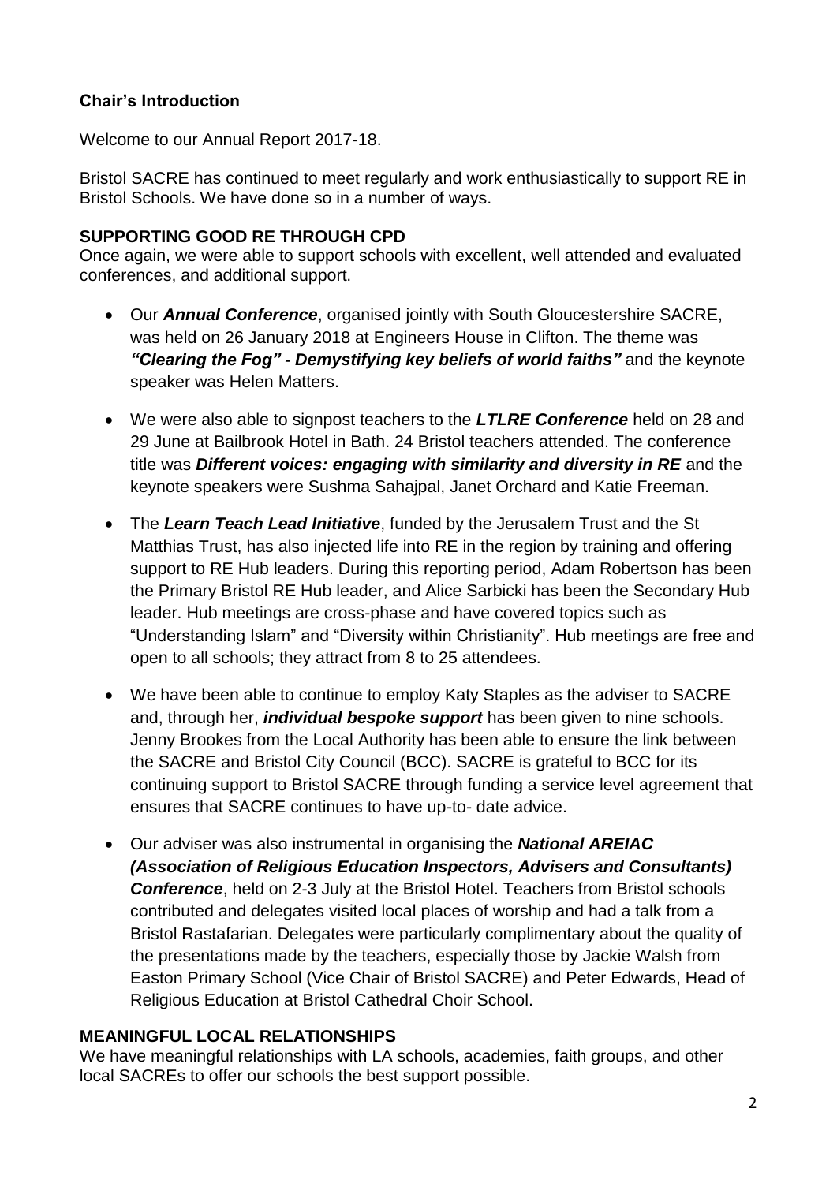## Chair's Introduction

Welcome to our Annual Report 2017-18.

Bristol SACRE has continued to meet regularly and work enthusiastically to support RE in Bristol Schools. We have done so in a number of ways.

**SUPPORTING GOOD RE THROUGH CPD**

Once again, we were able to support schools with excellent, well attended and evaluated conferences, and additional support.

- Our ***Annual Conference***, organised jointly with South Gloucestershire SACRE, was held on 26 January 2018 at Engineers House in Clifton. The theme was ***"Clearing the Fog" - Demystifying key beliefs of world faiths"*** and the keynote speaker was Helen Matters.
- We were also able to signpost teachers to the ***LTLRE Conference*** held on 28 and 29 June at Bailbrook Hotel in Bath. 24 Bristol teachers attended. The conference title was ***Different voices: engaging with similarity and diversity in RE*** and the keynote speakers were Sushma Sahajpal, Janet Orchard and Katie Freeman.
- The ***Learn Teach Lead Initiative***, funded by the Jerusalem Trust and the St Matthias Trust, has also injected life into RE in the region by training and offering support to RE Hub leaders. During this reporting period, Adam Robertson has been the Primary Bristol RE Hub leader, and Alice Sarbicki has been the Secondary Hub leader. Hub meetings are cross-phase and have covered topics such as "Understanding Islam" and "Diversity within Christianity". Hub meetings are free and open to all schools; they attract from 8 to 25 attendees.
- We have been able to continue to employ Katy Staples as the adviser to SACRE and, through her, ***individual bespoke support*** has been given to nine schools. Jenny Brookes from the Local Authority has been able to ensure the link between the SACRE and Bristol City Council (BCC). SACRE is grateful to BCC for its continuing support to Bristol SACRE through funding a service level agreement that ensures that SACRE continues to have up-to- date advice.
- Our adviser was also instrumental in organising the ***National AREIAC (Association of Religious Education Inspectors, Advisers and Consultants) Conference***, held on 2-3 July at the Bristol Hotel. Teachers from Bristol schools contributed and delegates visited local places of worship and had a talk from a Bristol Rastafarian. Delegates were particularly complimentary about the quality of the presentations made by the teachers, especially those by Jackie Walsh from Easton Primary School (Vice Chair of Bristol SACRE) and Peter Edwards, Head of Religious Education at Bristol Cathedral Choir School.

**MEANINGFUL LOCAL RELATIONSHIPS**

We have meaningful relationships with LA schools, academies, faith groups, and other local SACREs to offer our schools the best support possible.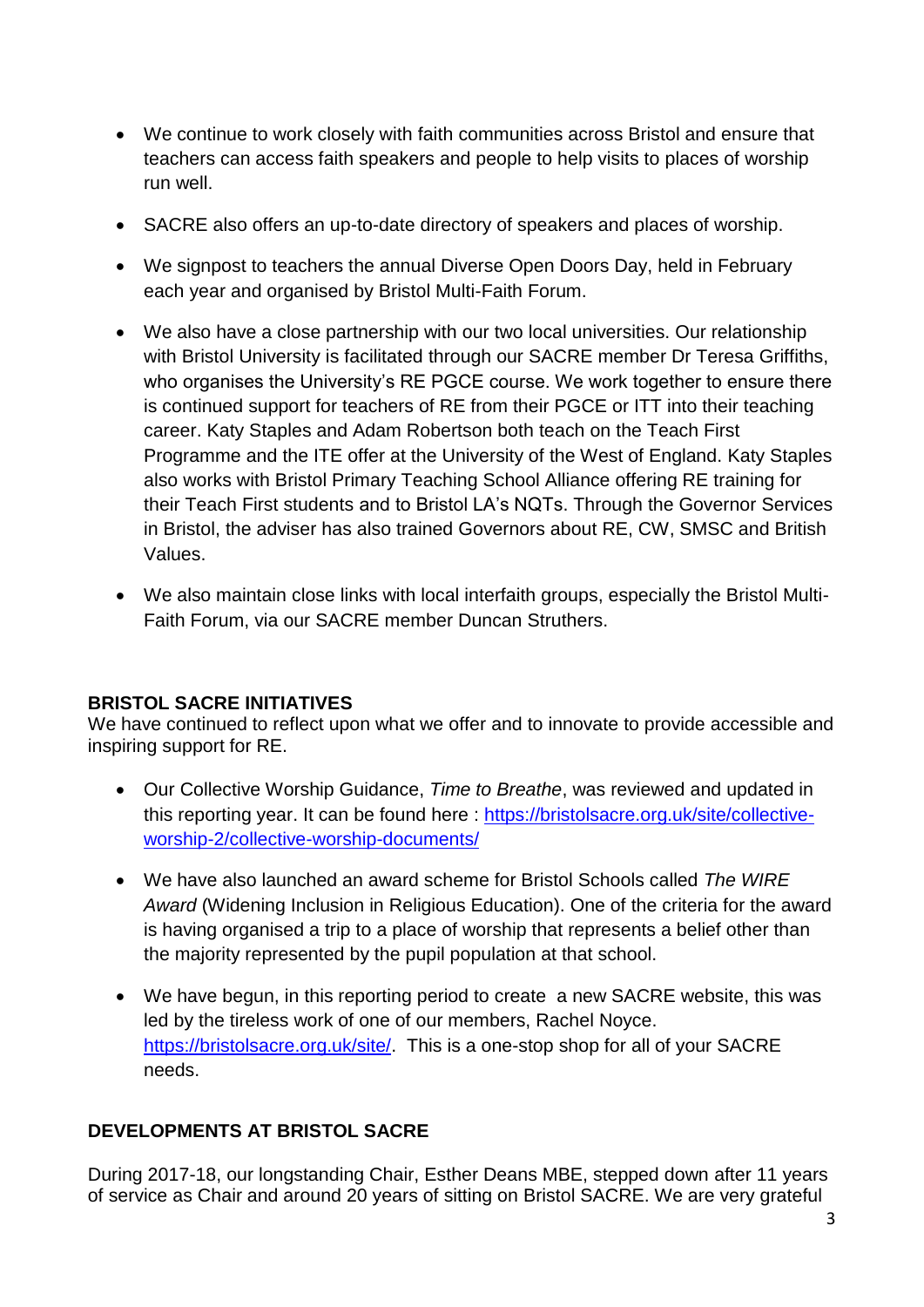- We continue to work closely with faith communities across Bristol and ensure that teachers can access faith speakers and people to help visits to places of worship run well.

- SACRE also offers an up-to-date directory of speakers and places of worship.

- We signpost to teachers the annual Diverse Open Doors Day, held in February each year and organised by Bristol Multi-Faith Forum.

- We also have a close partnership with our two local universities. Our relationship with Bristol University is facilitated through our SACRE member Dr Teresa Griffiths, who organises the University's RE PGCE course. We work together to ensure there is continued support for teachers of RE from their PGCE or ITT into their teaching career. Katy Staples and Adam Robertson both teach on the Teach First Programme and the ITE offer at the University of the West of England. Katy Staples also works with Bristol Primary Teaching School Alliance offering RE training for their Teach First students and to Bristol LA's NQTs. Through the Governor Services in Bristol, the adviser has also trained Governors about RE, CW, SMSC and British Values.

- We also maintain close links with local interfaith groups, especially the Bristol Multi-Faith Forum, via our SACRE member Duncan Struthers.

**BRISTOL SACRE INITIATIVES**

We have continued to reflect upon what we offer and to innovate to provide accessible and inspiring support for RE.

- Our Collective Worship Guidance, *Time to Breathe*, was reviewed and updated in this reporting year. It can be found here : [https://bristolsacre.org.uk/site/collective-worship-2/collective-worship-documents/](https://bristolsacre.org.uk/site/collective-worship-2/collective-worship-documents/)

- We have also launched an award scheme for Bristol Schools called *The WIRE Award* (Widening Inclusion in Religious Education). One of the criteria for the award is having organised a trip to a place of worship that represents a belief other than the majority represented by the pupil population at that school.

- We have begun, in this reporting period to create a new SACRE website, this was led by the tireless work of one of our members, Rachel Noyce. [https://bristolsacre.org.uk/site/](https://bristolsacre.org.uk/site/). This is a one-stop shop for all of your SACRE needs.

**DEVELOPMENTS AT BRISTOL SACRE**

During 2017-18, our longstanding Chair, Esther Deans MBE, stepped down after 11 years of service as Chair and around 20 years of sitting on Bristol SACRE. We are very grateful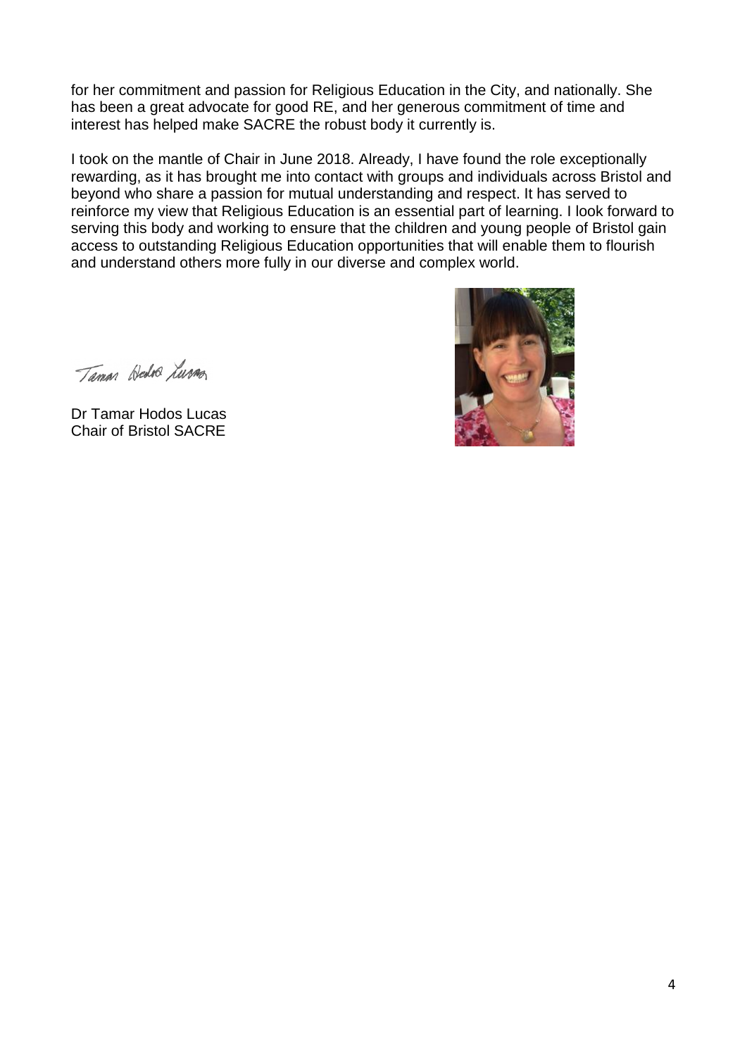for her commitment and passion for Religious Education in the City, and nationally. She has been a great advocate for good RE, and her generous commitment of time and interest has helped make SACRE the robust body it currently is.

I took on the mantle of Chair in June 2018. Already, I have found the role exceptionally rewarding, as it has brought me into contact with groups and individuals across Bristol and beyond who share a passion for mutual understanding and respect. It has served to reinforce my view that Religious Education is an essential part of learning. I look forward to serving this body and working to ensure that the children and young people of Bristol gain access to outstanding Religious Education opportunities that will enable them to flourish and understand others more fully in our diverse and complex world.

Dr Tamar Hodos Lucas
Chair of Bristol SACRE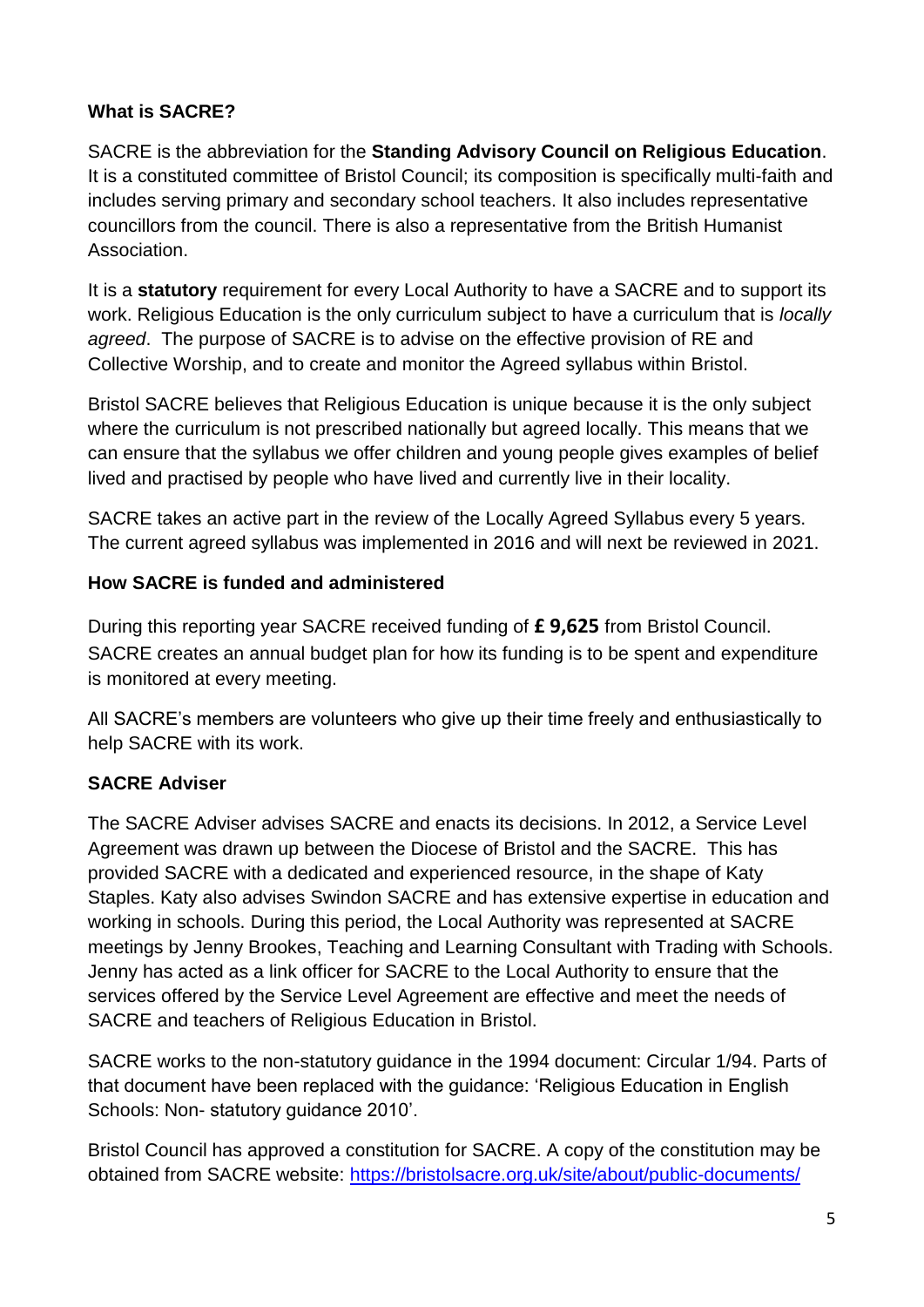## What is SACRE?

SACRE is the abbreviation for the **Standing Advisory Council on Religious Education**. It is a constituted committee of Bristol Council; its composition is specifically multi-faith and includes serving primary and secondary school teachers. It also includes representative councillors from the council. There is also a representative from the British Humanist Association.

It is a **statutory** requirement for every Local Authority to have a SACRE and to support its work. Religious Education is the only curriculum subject to have a curriculum that is *locally agreed*. The purpose of SACRE is to advise on the effective provision of RE and Collective Worship, and to create and monitor the Agreed syllabus within Bristol.

Bristol SACRE believes that Religious Education is unique because it is the only subject where the curriculum is not prescribed nationally but agreed locally. This means that we can ensure that the syllabus we offer children and young people gives examples of belief lived and practised by people who have lived and currently live in their locality.

SACRE takes an active part in the review of the Locally Agreed Syllabus every 5 years. The current agreed syllabus was implemented in 2016 and will next be reviewed in 2021.

## How SACRE is funded and administered

During this reporting year SACRE received funding of **£ 9,625** from Bristol Council. SACRE creates an annual budget plan for how its funding is to be spent and expenditure is monitored at every meeting.

All SACRE's members are volunteers who give up their time freely and enthusiastically to help SACRE with its work.

## SACRE Adviser

The SACRE Adviser advises SACRE and enacts its decisions. In 2012, a Service Level Agreement was drawn up between the Diocese of Bristol and the SACRE. This has provided SACRE with a dedicated and experienced resource, in the shape of Katy Staples. Katy also advises Swindon SACRE and has extensive expertise in education and working in schools. During this period, the Local Authority was represented at SACRE meetings by Jenny Brookes, Teaching and Learning Consultant with Trading with Schools. Jenny has acted as a link officer for SACRE to the Local Authority to ensure that the services offered by the Service Level Agreement are effective and meet the needs of SACRE and teachers of Religious Education in Bristol.

SACRE works to the non-statutory guidance in the 1994 document: Circular 1/94. Parts of that document have been replaced with the guidance: 'Religious Education in English Schools: Non- statutory guidance 2010'.

Bristol Council has approved a constitution for SACRE. A copy of the constitution may be obtained from SACRE website: https://bristolsacre.org.uk/site/about/public-documents/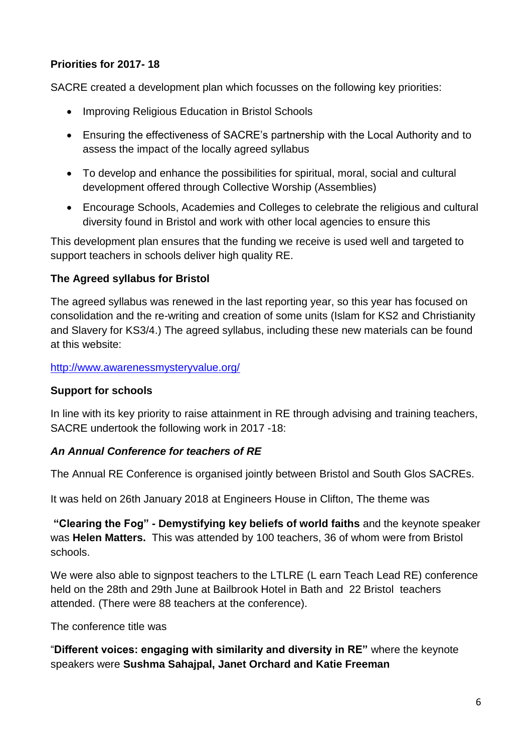**Priorities for 2017- 18**

SACRE created a development plan which focusses on the following key priorities:

- Improving Religious Education in Bristol Schools
- Ensuring the effectiveness of SACRE's partnership with the Local Authority and to assess the impact of the locally agreed syllabus
- To develop and enhance the possibilities for spiritual, moral, social and cultural development offered through Collective Worship (Assemblies)
- Encourage Schools, Academies and Colleges to celebrate the religious and cultural diversity found in Bristol and work with other local agencies to ensure this

This development plan ensures that the funding we receive is used well and targeted to support teachers in schools deliver high quality RE.

**The Agreed syllabus for Bristol**

The agreed syllabus was renewed in the last reporting year, so this year has focused on consolidation and the re-writing and creation of some units (Islam for KS2 and Christianity and Slavery for KS3/4.) The agreed syllabus, including these new materials can be found at this website:

[http://www.awarenessmysteryvalue.org/](http://www.awarenessmysteryvalue.org/)

**Support for schools**

In line with its key priority to raise attainment in RE through advising and training teachers, SACRE undertook the following work in 2017 -18:

***An Annual Conference for teachers of RE***

The Annual RE Conference is organised jointly between Bristol and South Glos SACREs.

It was held on 26th January 2018 at Engineers House in Clifton, The theme was

**"Clearing the Fog" - Demystifying key beliefs of world faiths** and the keynote speaker was **Helen Matters.** This was attended by 100 teachers, 36 of whom were from Bristol schools.

We were also able to signpost teachers to the LTLRE (L earn Teach Lead RE) conference held on the 28th and 29th June at Bailbrook Hotel in Bath and 22 Bristol teachers attended. (There were 88 teachers at the conference).

The conference title was

"**Different voices: engaging with similarity and diversity in RE"** where the keynote speakers were **Sushma Sahajpal, Janet Orchard and Katie Freeman**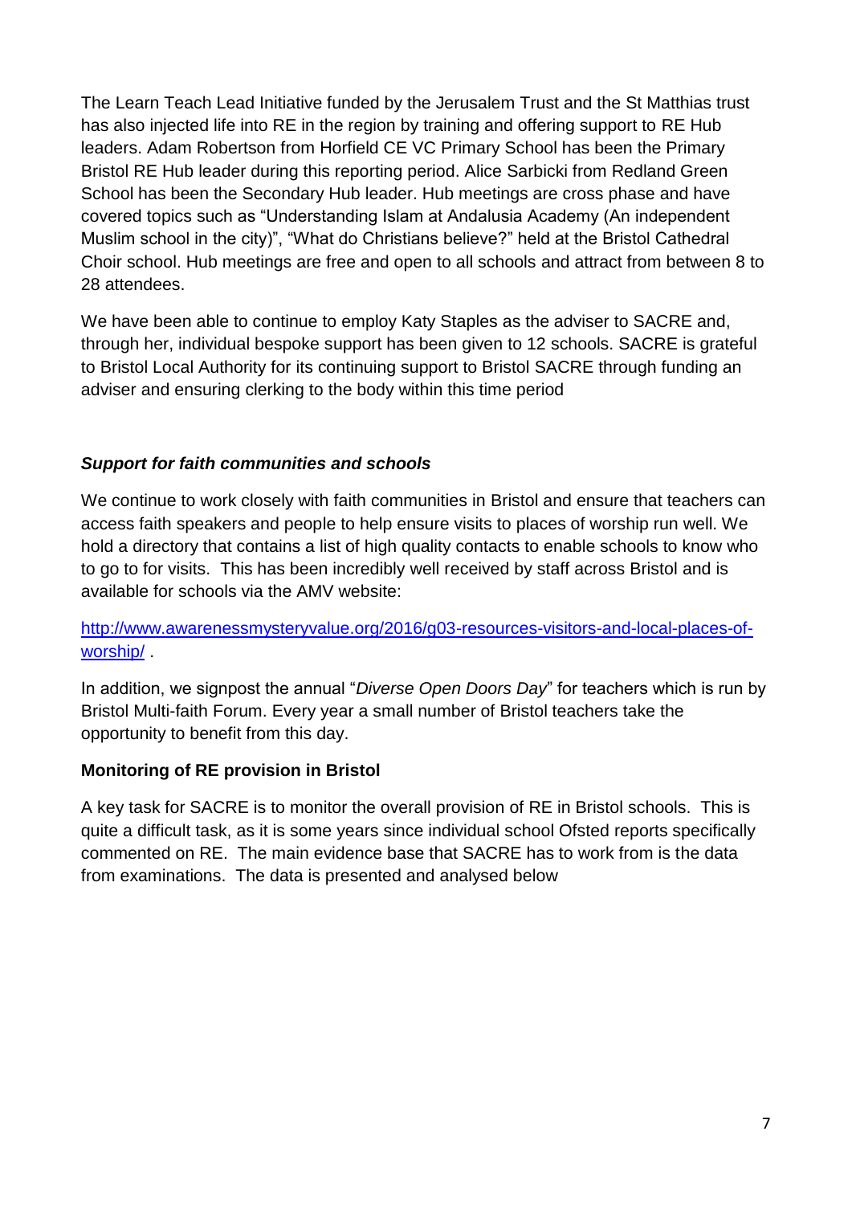The Learn Teach Lead Initiative funded by the Jerusalem Trust and the St Matthias trust has also injected life into RE in the region by training and offering support to RE Hub leaders. Adam Robertson from Horfield CE VC Primary School has been the Primary Bristol RE Hub leader during this reporting period. Alice Sarbicki from Redland Green School has been the Secondary Hub leader. Hub meetings are cross phase and have covered topics such as "Understanding Islam at Andalusia Academy (An independent Muslim school in the city)", "What do Christians believe?" held at the Bristol Cathedral Choir school. Hub meetings are free and open to all schools and attract from between 8 to 28 attendees.

We have been able to continue to employ Katy Staples as the adviser to SACRE and, through her, individual bespoke support has been given to 12 schools. SACRE is grateful to Bristol Local Authority for its continuing support to Bristol SACRE through funding an adviser and ensuring clerking to the body within this time period

### *Support for faith communities and schools*

We continue to work closely with faith communities in Bristol and ensure that teachers can access faith speakers and people to help ensure visits to places of worship run well. We hold a directory that contains a list of high quality contacts to enable schools to know who to go to for visits. This has been incredibly well received by staff across Bristol and is available for schools via the AMV website:

[http://www.awarenessmysteryvalue.org/2016/g03-resources-visitors-and-local-places-of-worship/](http://www.awarenessmysteryvalue.org/2016/g03-resources-visitors-and-local-places-of-worship/) .

In addition, we signpost the annual "*Diverse Open Doors Day*" for teachers which is run by Bristol Multi-faith Forum. Every year a small number of Bristol teachers take the opportunity to benefit from this day.

### **Monitoring of RE provision in Bristol**

A key task for SACRE is to monitor the overall provision of RE in Bristol schools. This is quite a difficult task, as it is some years since individual school Ofsted reports specifically commented on RE. The main evidence base that SACRE has to work from is the data from examinations. The data is presented and analysed below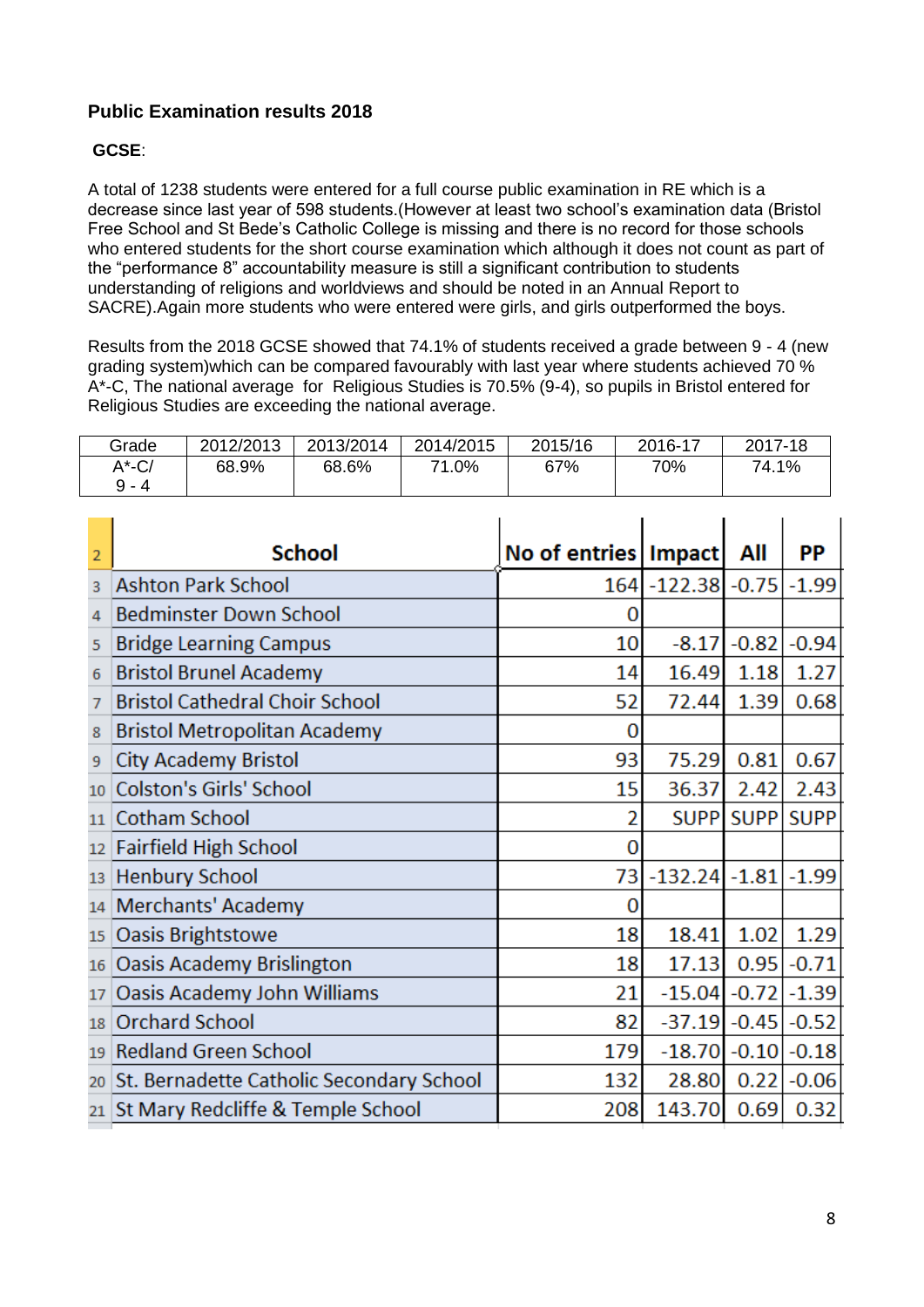**Public Examination results 2018**

**GCSE**:

A total of 1238 students were entered for a full course public examination in RE which is a decrease since last year of 598 students.(However at least two school's examination data (Bristol Free School and St Bede's Catholic College is missing and there is no record for those schools who entered students for the short course examination which although it does not count as part of the "performance 8" accountability measure is still a significant contribution to students understanding of religions and worldviews and should be noted in an Annual Report to SACRE).Again more students who were entered were girls, and girls outperformed the boys.

Results from the 2018 GCSE showed that 74.1% of students received a grade between 9 - 4 (new grading system)which can be compared favourably with last year where students achieved 70 % A*-C, The national average for Religious Studies is 70.5% (9-4), so pupils in Bristol entered for Religious Studies are exceeding the national average.

| Grade | 2012/2013 | 2013/2014 | 2014/2015 | 2015/16 | 2016-17 | 2017-18 |
|---|---|---|---|---|---|---|
| A*-C/ 9 - 4 | 68.9% | 68.6% | 71.0% | 67% | 70% | 74.1% |

| School | No of entries | Impact | All | PP |
|---|---|---|---|---|
| Ashton Park School | 164 | -122.38 | -0.75 | -1.99 |
| Bedminster Down School | 0 | | | |
| Bridge Learning Campus | 10 | -8.17 | -0.82 | -0.94 |
| Bristol Brunel Academy | 14 | 16.49 | 1.18 | 1.27 |
| Bristol Cathedral Choir School | 52 | 72.44 | 1.39 | 0.68 |
| Bristol Metropolitan Academy | 0 | | | |
| City Academy Bristol | 93 | 75.29 | 0.81 | 0.67 |
| Colston's Girls' School | 15 | 36.37 | 2.42 | 2.43 |
| Cotham School | 2 | SUPP | SUPP | SUPP |
| Fairfield High School | 0 | | | |
| Henbury School | 73 | -132.24 | -1.81 | -1.99 |
| Merchants' Academy | 0 | | | |
| Oasis Brightstowe | 18 | 18.41 | 1.02 | 1.29 |
| Oasis Academy Brislington | 18 | 17.13 | 0.95 | -0.71 |
| Oasis Academy John Williams | 21 | -15.04 | -0.72 | -1.39 |
| Orchard School | 82 | -37.19 | -0.45 | -0.52 |
| Redland Green School | 179 | -18.70 | -0.10 | -0.18 |
| St. Bernadette Catholic Secondary School | 132 | 28.80 | 0.22 | -0.06 |
| St Mary Redcliffe & Temple School | 208 | 143.70 | 0.69 | 0.32 |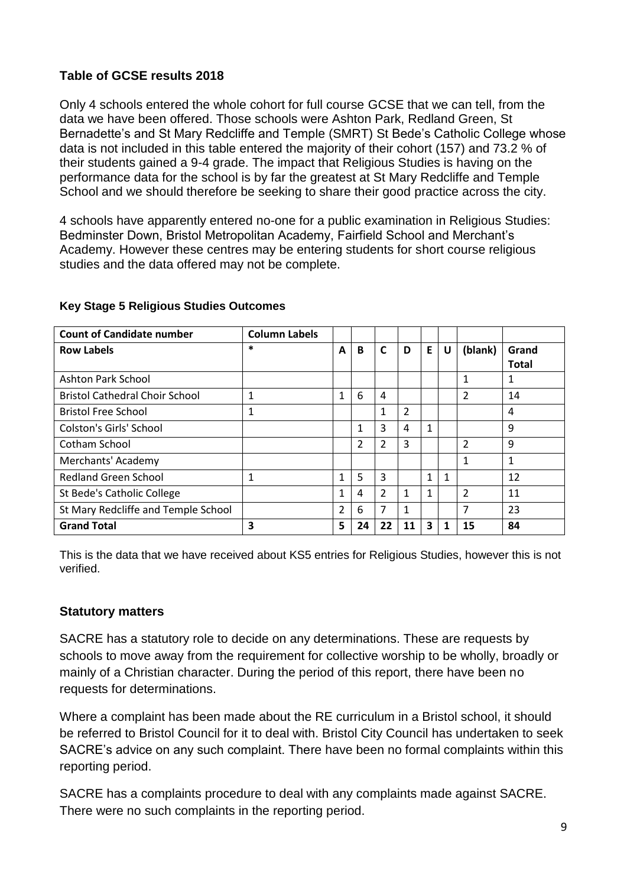### Table of GCSE results 2018

Only 4 schools entered the whole cohort for full course GCSE that we can tell, from the data we have been offered. Those schools were Ashton Park, Redland Green, St Bernadette's and St Mary Redcliffe and Temple (SMRT) St Bede's Catholic College whose data is not included in this table entered the majority of their cohort (157) and 73.2 % of their students gained a 9-4 grade. The impact that Religious Studies is having on the performance data for the school is by far the greatest at St Mary Redcliffe and Temple School and we should therefore be seeking to share their good practice across the city.

4 schools have apparently entered no-one for a public examination in Religious Studies: Bedminster Down, Bristol Metropolitan Academy, Fairfield School and Merchant's Academy. However these centres may be entering students for short course religious studies and the data offered may not be complete.

#### Key Stage 5 Religious Studies Outcomes

| **Count of Candidate number** | **Column Labels** | | | | | | | | |
|---|---|---|---|---|---|---|---|---|---|
| **Row Labels** | * | A | B | C | D | E | U | (blank) | Grand Total |
| Ashton Park School | | | | | | | | 1 | 1 |
| Bristol Cathedral Choir School | 1 | 1 | 6 | 4 | | | | 2 | 14 |
| Bristol Free School | 1 | | | 1 | 2 | | | | 4 |
| Colston's Girls' School | | | 1 | 3 | 4 | 1 | | | 9 |
| Cotham School | | | 2 | 2 | 3 | | | 2 | 9 |
| Merchants' Academy | | | | | | | | 1 | 1 |
| Redland Green School | 1 | 1 | 5 | 3 | | 1 | 1 | | 12 |
| St Bede's Catholic College | | 1 | 4 | 2 | 1 | 1 | | 2 | 11 |
| St Mary Redcliffe and Temple School | | 2 | 6 | 7 | 1 | | | 7 | 23 |
| **Grand Total** | **3** | **5** | **24** | **22** | **11** | **3** | **1** | **15** | **84** |

This is the data that we have received about KS5 entries for Religious Studies, however this is not verified.

### Statutory matters

SACRE has a statutory role to decide on any determinations. These are requests by schools to move away from the requirement for collective worship to be wholly, broadly or mainly of a Christian character. During the period of this report, there have been no requests for determinations.

Where a complaint has been made about the RE curriculum in a Bristol school, it should be referred to Bristol Council for it to deal with. Bristol City Council has undertaken to seek SACRE's advice on any such complaint. There have been no formal complaints within this reporting period.

SACRE has a complaints procedure to deal with any complaints made against SACRE. There were no such complaints in the reporting period.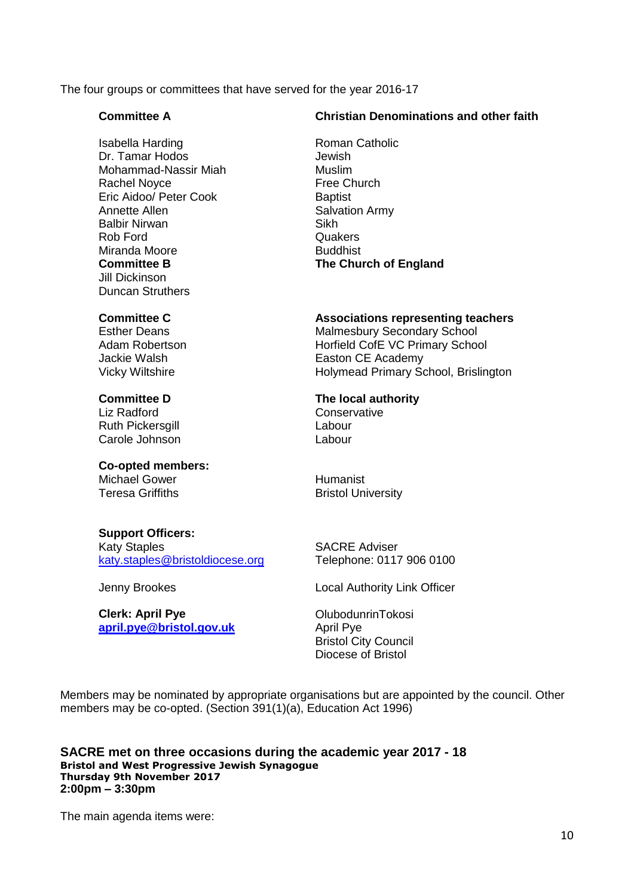The four groups or committees that have served for the year 2016-17

| **Committee A** | **Christian Denominations and other faith** |
|---|---|
| Isabella Harding | Roman Catholic |
| Dr. Tamar Hodos | Jewish |
| Mohammad-Nassir Miah | Muslim |
| Rachel Noyce | Free Church |
| Eric Aidoo/ Peter Cook | Baptist |
| Annette Allen | Salvation Army |
| Balbir Nirwan | Sikh |
| Rob Ford | Quakers |
| Miranda Moore | Buddhist |
| **Committee B** | **The Church of England** |
| Jill Dickinson | |
| Duncan Struthers | |
| | |
| **Committee C** | **Associations representing teachers** |
| Esther Deans | Malmesbury Secondary School |
| Adam Robertson | Horfield CofE VC Primary School |
| Jackie Walsh | Easton CE Academy |
| Vicky Wiltshire | Holymead Primary School, Brislington |
| | |
| **Committee D** | **The local authority** |
| Liz Radford | Conservative |
| Ruth Pickersgill | Labour |
| Carole Johnson | Labour |
| | |
| **Co-opted members:** | |
| Michael Gower | Humanist |
| Teresa Griffiths | Bristol University |
| | |
| **Support Officers:** | |
| Katy Staples | SACRE Adviser |
| katy.staples@bristoldiocese.org | Telephone: 0117 906 0100 |
| | |
| Jenny Brookes | Local Authority Link Officer |
| | |
| **Clerk: April Pye** | OlubodunrinTokosi |
| **april.pye@bristol.gov.uk** | April Pye |
| | Bristol City Council |
| | Diocese of Bristol |

Members may be nominated by appropriate organisations but are appointed by the council. Other members may be co-opted. (Section 391(1)(a), Education Act 1996)

### SACRE met on three occasions during the academic year 2017 - 18

**Bristol and West Progressive Jewish Synagogue**
**Thursday 9th November 2017**
**2:00pm – 3:30pm**

The main agenda items were: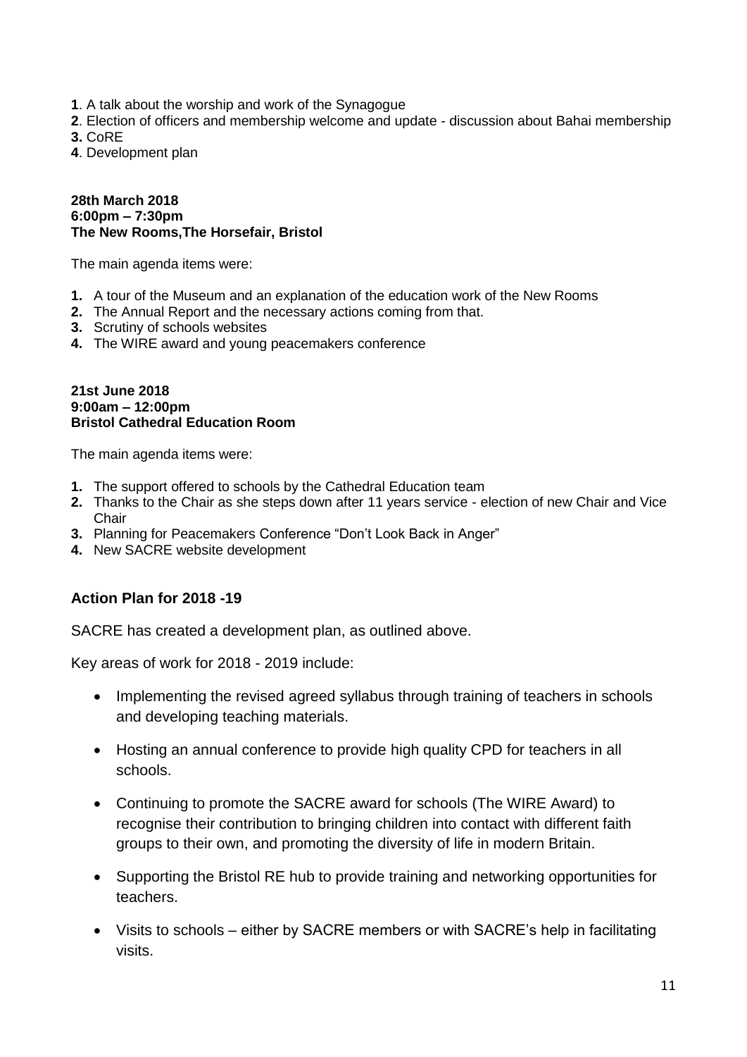**1**. A talk about the worship and work of the Synagogue
**2**. Election of officers and membership welcome and update - discussion about Bahai membership
**3.** CoRE
**4**. Development plan

**28th March 2018**
**6:00pm – 7:30pm**
**The New Rooms,The Horsefair, Bristol**

The main agenda items were:

1. A tour of the Museum and an explanation of the education work of the New Rooms
2. The Annual Report and the necessary actions coming from that.
3. Scrutiny of schools websites
4. The WIRE award and young peacemakers conference

**21st June 2018**
**9:00am – 12:00pm**
**Bristol Cathedral Education Room**

The main agenda items were:

1. The support offered to schools by the Cathedral Education team
2. Thanks to the Chair as she steps down after 11 years service - election of new Chair and Vice Chair
3. Planning for Peacemakers Conference "Don't Look Back in Anger"
4. New SACRE website development

## Action Plan for 2018 -19

SACRE has created a development plan, as outlined above.

Key areas of work for 2018 - 2019 include:

- Implementing the revised agreed syllabus through training of teachers in schools and developing teaching materials.
- Hosting an annual conference to provide high quality CPD for teachers in all schools.
- Continuing to promote the SACRE award for schools (The WIRE Award) to recognise their contribution to bringing children into contact with different faith groups to their own, and promoting the diversity of life in modern Britain.
- Supporting the Bristol RE hub to provide training and networking opportunities for teachers.
- Visits to schools – either by SACRE members or with SACRE's help in facilitating visits.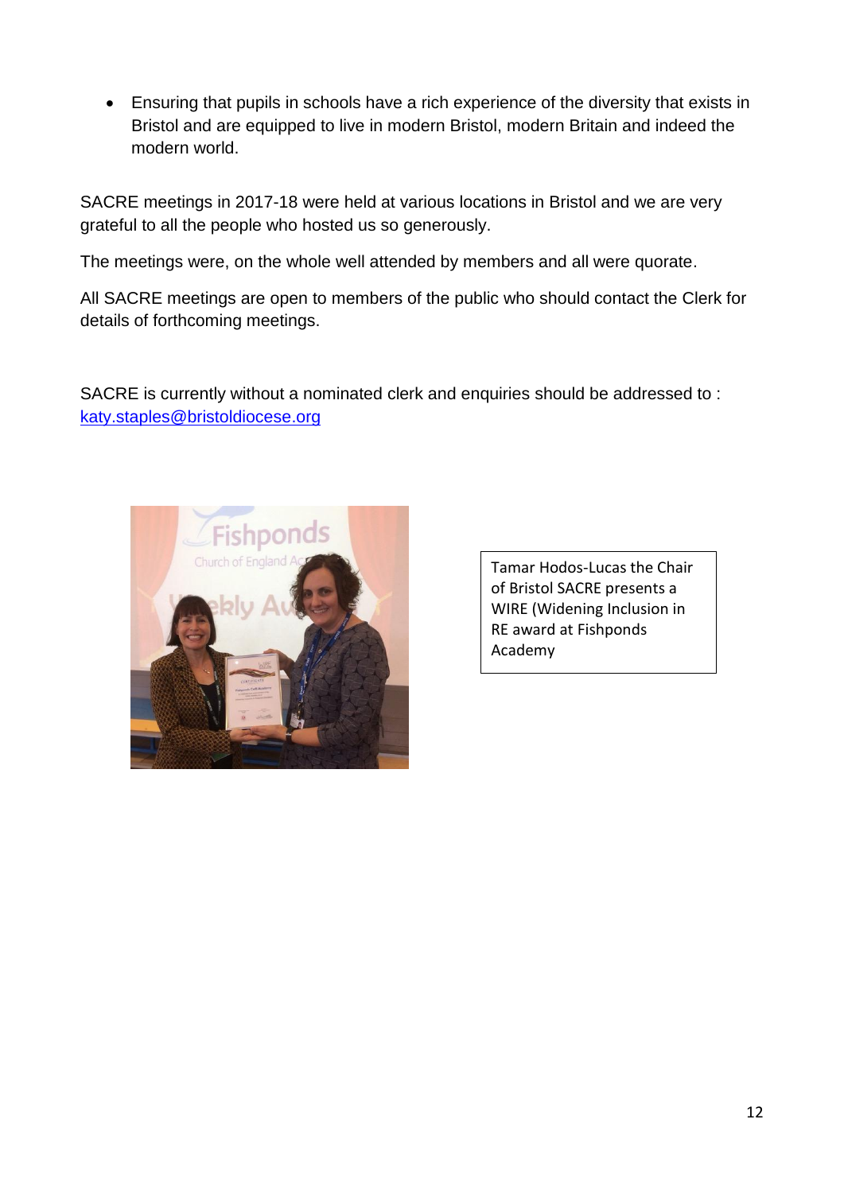- Ensuring that pupils in schools have a rich experience of the diversity that exists in Bristol and are equipped to live in modern Bristol, modern Britain and indeed the modern world.

SACRE meetings in 2017-18 were held at various locations in Bristol and we are very grateful to all the people who hosted us so generously.

The meetings were, on the whole well attended by members and all were quorate.

All SACRE meetings are open to members of the public who should contact the Clerk for details of forthcoming meetings.

SACRE is currently without a nominated clerk and enquiries should be addressed to : [katy.staples@bristoldiocese.org](mailto:katy.staples@bristoldiocese.org)

Tamar Hodos-Lucas the Chair of Bristol SACRE presents a WIRE (Widening Inclusion in RE award at Fishponds Academy